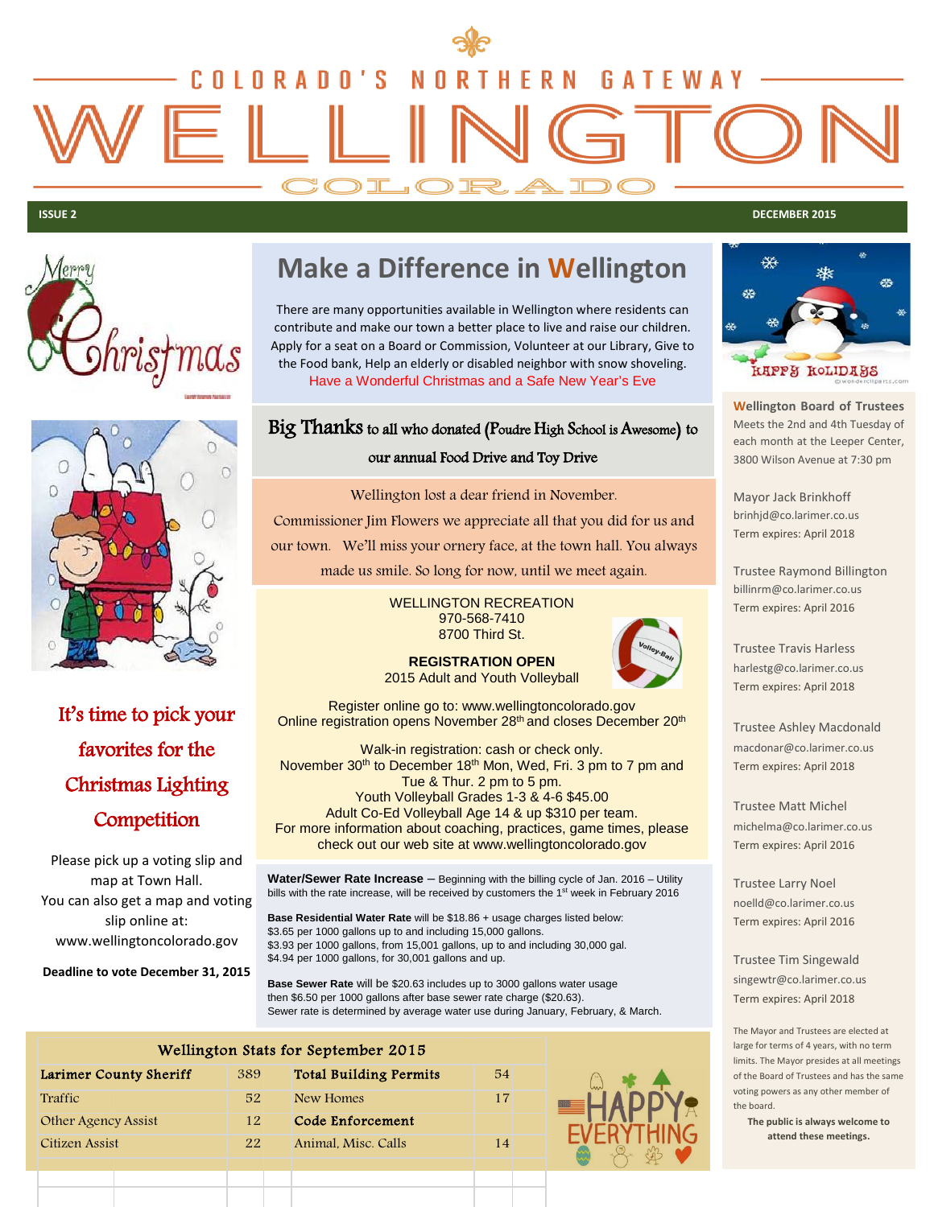# COLORADO'S NORTHERN GATEWAY
# WELLINGTON
## COLORADO

**ISSUE 2** — **DECEMBER 2015**

## Make a Difference in Wellington

There are many opportunities available in Wellington where residents can contribute and make our town a better place to live and raise our children. Apply for a seat on a Board or Commission, Volunteer at our Library, Give to the Food bank, Help an elderly or disabled neighbor with snow shoveling.

Have a Wonderful Christmas and a Safe New Year's Eve

**Big Thanks** to all who donated (Poudre High School is Awesome) to our annual Food Drive and Toy Drive

Wellington lost a dear friend in November.
Commissioner Jim Flowers we appreciate all that you did for us and our town. We'll miss your ornery face, at the town hall. You always made us smile. So long for now, until we meet again.

WELLINGTON RECREATION
970-568-7410
8700 Third St.

**REGISTRATION OPEN**
2015 Adult and Youth Volleyball

Register online go to: www.wellingtoncolorado.gov
Online registration opens November 28th and closes December 20th

Walk-in registration: cash or check only.
November 30th to December 18th Mon, Wed, Fri. 3 pm to 7 pm and Tue & Thur. 2 pm to 5 pm.
Youth Volleyball Grades 1-3 & 4-6 $45.00
Adult Co-Ed Volleyball Age 14 & up $310 per team.
For more information about coaching, practices, game times, please check out our web site at www.wellingtoncolorado.gov

**Water/Sewer Rate Increase** – Beginning with the billing cycle of Jan. 2016 – Utility bills with the rate increase, will be received by customers the 1st week in February 2016

**Base Residential Water Rate** will be $18.86 + usage charges listed below:
$3.65 per 1000 gallons up to and including 15,000 gallons.
$3.93 per 1000 gallons, from 15,001 gallons, up to and including 30,000 gal.
$4.94 per 1000 gallons, for 30,001 gallons and up.

**Base Sewer Rate** will be $20.63 includes up to 3000 gallons water usage then $6.50 per 1000 gallons after base sewer rate charge ($20.63).
Sewer rate is determined by average water use during January, February, & March.

## It's time to pick your favorites for the Christmas Lighting Competition

Please pick up a voting slip and map at Town Hall.
You can also get a map and voting slip online at:
www.wellingtoncolorado.gov

**Deadline to vote December 31, 2015**

### Wellington Stats for September 2015

| **Larimer County Sheriff** | 389 | **Total Building Permits** | 54 |
|---|---|---|---|
| Traffic | 52 | New Homes | 17 |
| Other Agency Assist | 12 | **Code Enforcement** | |
| Citizen Assist | 22 | Animal, Misc. Calls | 14 |

HAPPY EVERYTHING

HAPPY HOLIDAYS

**Wellington Board of Trustees**
Meets the 2nd and 4th Tuesday of each month at the Leeper Center, 3800 Wilson Avenue at 7:30 pm

Mayor Jack Brinkhoff
brinhjd@co.larimer.co.us
Term expires: April 2018

Trustee Raymond Billington
billinrm@co.larimer.co.us
Term expires: April 2016

Trustee Travis Harless
harlestg@co.larimer.co.us
Term expires: April 2018

Trustee Ashley Macdonald
macdonar@co.larimer.co.us
Term expires: April 2018

Trustee Matt Michel
michelma@co.larimer.co.us
Term expires: April 2016

Trustee Larry Noel
noelld@co.larimer.co.us
Term expires: April 2016

Trustee Tim Singewald
singewtr@co.larimer.co.us
Term expires: April 2018

The Mayor and Trustees are elected at large for terms of 4 years, with no term limits. The Mayor presides at all meetings of the Board of Trustees and has the same voting powers as any other member of the board.

**The public is always welcome to attend these meetings.**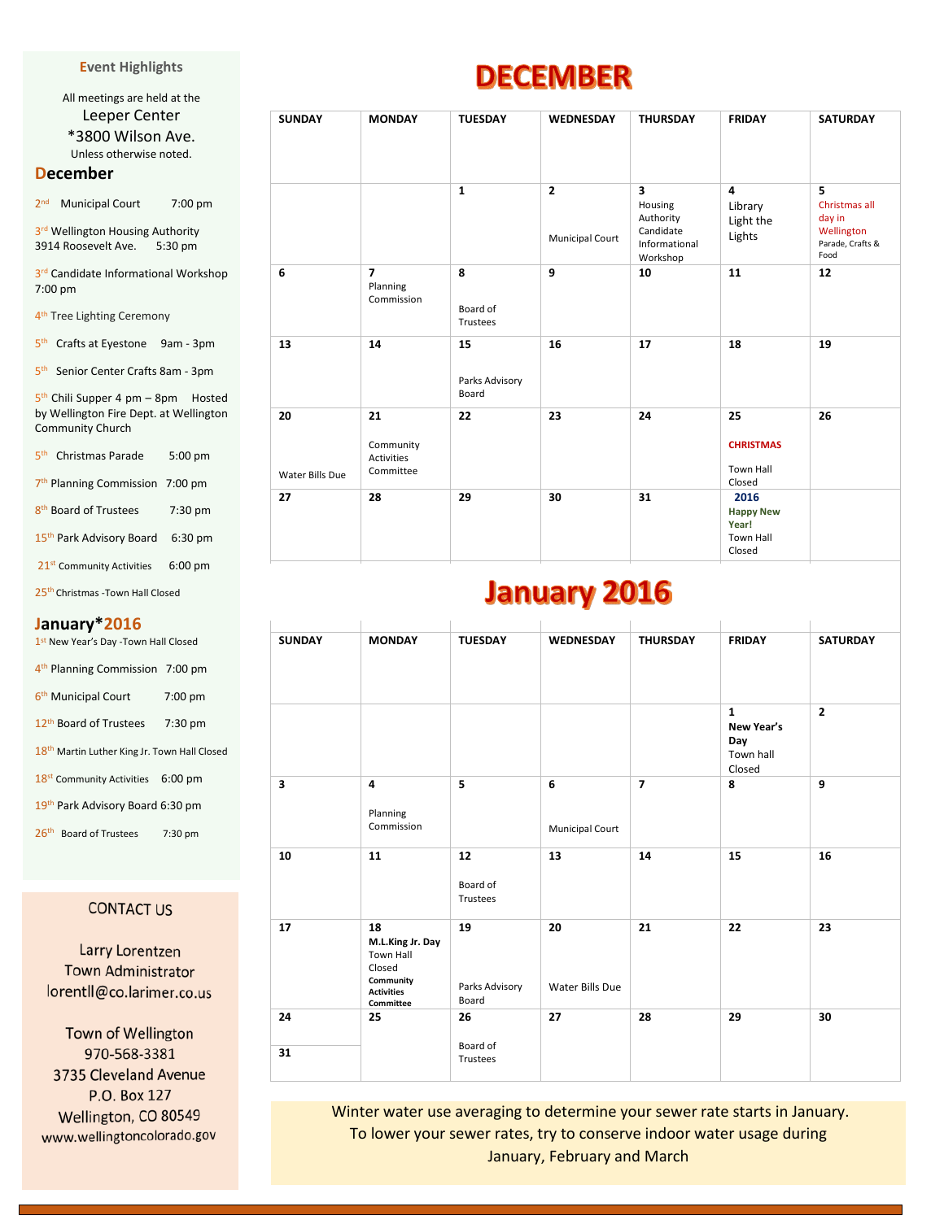## Event Highlights

All meetings are held at the
Leeper Center
*3800 Wilson Ave.
Unless otherwise noted.

### December

2nd Municipal Court 7:00 pm

3rd Wellington Housing Authority 3914 Roosevelt Ave. 5:30 pm

3rd Candidate Informational Workshop 7:00 pm

4th Tree Lighting Ceremony

5th Crafts at Eyestone 9am - 3pm

5th Senior Center Crafts 8am - 3pm

5th Chili Supper 4 pm – 8pm Hosted by Wellington Fire Dept. at Wellington Community Church

5th Christmas Parade 5:00 pm

7th Planning Commission 7:00 pm

8th Board of Trustees 7:30 pm

15th Park Advisory Board 6:30 pm

21st Community Activities 6:00 pm

25th Christmas -Town Hall Closed

### January*2016

1st New Year's Day -Town Hall Closed

4th Planning Commission 7:00 pm

6th Municipal Court 7:00 pm

12th Board of Trustees 7:30 pm

18th Martin Luther King Jr. Town Hall Closed

18st Community Activities 6:00 pm

19th Park Advisory Board 6:30 pm

26th Board of Trustees 7:30 pm

## CONTACT US

Larry Lorentzen
Town Administrator
lorentll@co.larimer.co.us

Town of Wellington
970-568-3381
3735 Cleveland Avenue
P.O. Box 127
Wellington, CO 80549
www.wellingtoncolorado.gov

# DECEMBER

| SUNDAY | MONDAY | TUESDAY | WEDNESDAY | THURSDAY | FRIDAY | SATURDAY |
|---|---|---|---|---|---|---|
| | | 1 | 2 Municipal Court | 3 Housing Authority Candidate Informational Workshop | 4 Library Light the Lights | 5 Christmas all day in Wellington Parade, Crafts & Food |
| 6 | 7 Planning Commission | 8 Board of Trustees | 9 | 10 | 11 | 12 |
| 13 | 14 | 15 Parks Advisory Board | 16 | 17 | 18 | 19 |
| 20 Water Bills Due | 21 Community Activities Committee | 22 | 23 | 24 | 25 CHRISTMAS Town Hall Closed | 26 |
| 27 | 28 | 29 | 30 | 31 | 2016 Happy New Year! Town Hall Closed | |

# January 2016

| SUNDAY | MONDAY | TUESDAY | WEDNESDAY | THURSDAY | FRIDAY | SATURDAY |
|---|---|---|---|---|---|---|
| | | | | | 1 **New Year's Day** Town hall Closed | 2 |
| 3 | 4 Planning Commission | 5 | 6 Municipal Court | 7 | 8 | 9 |
| 10 | 11 | 12 Board of Trustees | 13 | 14 | 15 | 16 |
| 17 | 18 **M.L.King Jr. Day** Town Hall Closed **Community Activities Committee** | 19 Parks Advisory Board | 20 Water Bills Due | 21 | 22 | 23 |
| 24 / 31 | 25 | 26 Board of Trustees | 27 | 28 | 29 | 30 |

Winter water use averaging to determine your sewer rate starts in January.
To lower your sewer rates, try to conserve indoor water usage during
January, February and March